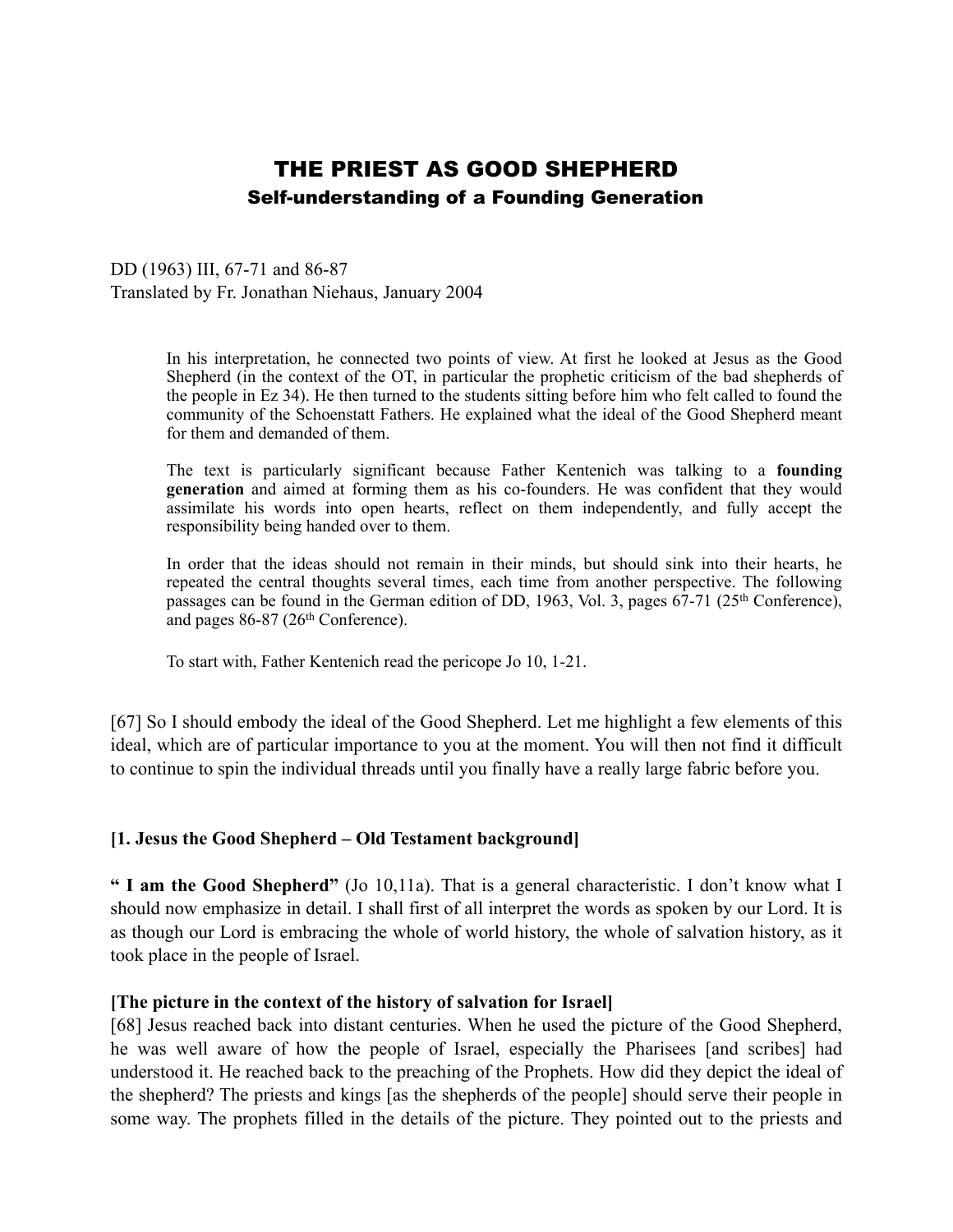# THE PRIEST AS GOOD SHEPHERD

## Self-understanding of a Founding Generation

DD (1963) III, 67-71 and 86-87
Translated by Fr. Jonathan Niehaus, January 2004

> In his interpretation, he connected two points of view. At first he looked at Jesus as the Good Shepherd (in the context of the OT, in particular the prophetic criticism of the bad shepherds of the people in Ez 34). He then turned to the students sitting before him who felt called to found the community of the Schoenstatt Fathers. He explained what the ideal of the Good Shepherd meant for them and demanded of them.
>
> The text is particularly significant because Father Kentenich was talking to a **founding generation** and aimed at forming them as his co-founders. He was confident that they would assimilate his words into open hearts, reflect on them independently, and fully accept the responsibility being handed over to them.
>
> In order that the ideas should not remain in their minds, but should sink into their hearts, he repeated the central thoughts several times, each time from another perspective. The following passages can be found in the German edition of DD, 1963, Vol. 3, pages 67-71 (25th Conference), and pages 86-87 (26th Conference).
>
> To start with, Father Kentenich read the pericope Jo 10, 1-21.

[67] So I should embody the ideal of the Good Shepherd. Let me highlight a few elements of this ideal, which are of particular importance to you at the moment. You will then not find it difficult to continue to spin the individual threads until you finally have a really large fabric before you.

### [1. Jesus the Good Shepherd – Old Testament background]

**" I am the Good Shepherd"** (Jo 10,11a). That is a general characteristic. I don't know what I should now emphasize in detail. I shall first of all interpret the words as spoken by our Lord. It is as though our Lord is embracing the whole of world history, the whole of salvation history, as it took place in the people of Israel.

#### [The picture in the context of the history of salvation for Israel]

[68] Jesus reached back into distant centuries. When he used the picture of the Good Shepherd, he was well aware of how the people of Israel, especially the Pharisees [and scribes] had understood it. He reached back to the preaching of the Prophets. How did they depict the ideal of the shepherd? The priests and kings [as the shepherds of the people] should serve their people in some way. The prophets filled in the details of the picture. They pointed out to the priests and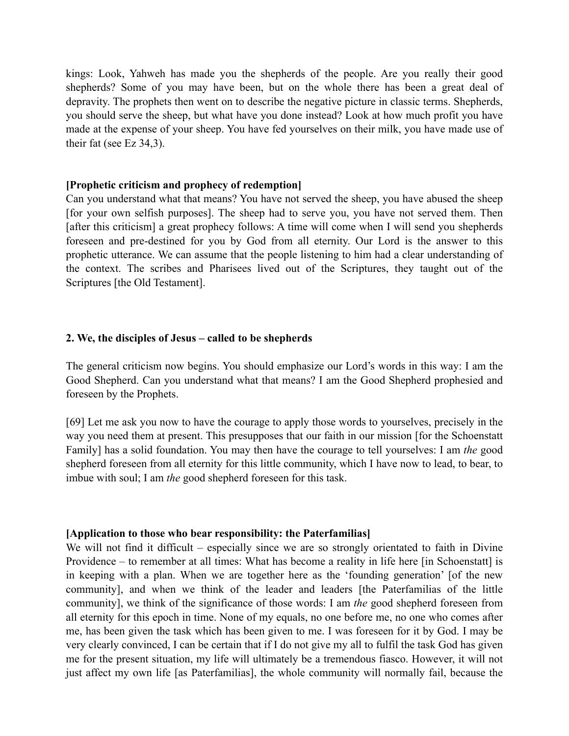kings: Look, Yahweh has made you the shepherds of the people. Are you really their good shepherds? Some of you may have been, but on the whole there has been a great deal of depravity. The prophets then went on to describe the negative picture in classic terms. Shepherds, you should serve the sheep, but what have you done instead? Look at how much profit you have made at the expense of your sheep. You have fed yourselves on their milk, you have made use of their fat (see Ez 34,3).

**[Prophetic criticism and prophecy of redemption]**

Can you understand what that means? You have not served the sheep, you have abused the sheep [for your own selfish purposes]. The sheep had to serve you, you have not served them. Then [after this criticism] a great prophecy follows: A time will come when I will send you shepherds foreseen and pre-destined for you by God from all eternity. Our Lord is the answer to this prophetic utterance. We can assume that the people listening to him had a clear understanding of the context. The scribes and Pharisees lived out of the Scriptures, they taught out of the Scriptures [the Old Testament].

## 2. We, the disciples of Jesus – called to be shepherds

The general criticism now begins. You should emphasize our Lord's words in this way: I am the Good Shepherd. Can you understand what that means? I am the Good Shepherd prophesied and foreseen by the Prophets.

[69] Let me ask you now to have the courage to apply those words to yourselves, precisely in the way you need them at present. This presupposes that our faith in our mission [for the Schoenstatt Family] has a solid foundation. You may then have the courage to tell yourselves: I am *the* good shepherd foreseen from all eternity for this little community, which I have now to lead, to bear, to imbue with soul; I am *the* good shepherd foreseen for this task.

**[Application to those who bear responsibility: the Paterfamilias]**

We will not find it difficult – especially since we are so strongly orientated to faith in Divine Providence – to remember at all times: What has become a reality in life here [in Schoenstatt] is in keeping with a plan. When we are together here as the 'founding generation' [of the new community], and when we think of the leader and leaders [the Paterfamilias of the little community], we think of the significance of those words: I am *the* good shepherd foreseen from all eternity for this epoch in time. None of my equals, no one before me, no one who comes after me, has been given the task which has been given to me. I was foreseen for it by God. I may be very clearly convinced, I can be certain that if I do not give my all to fulfil the task God has given me for the present situation, my life will ultimately be a tremendous fiasco. However, it will not just affect my own life [as Paterfamilias], the whole community will normally fail, because the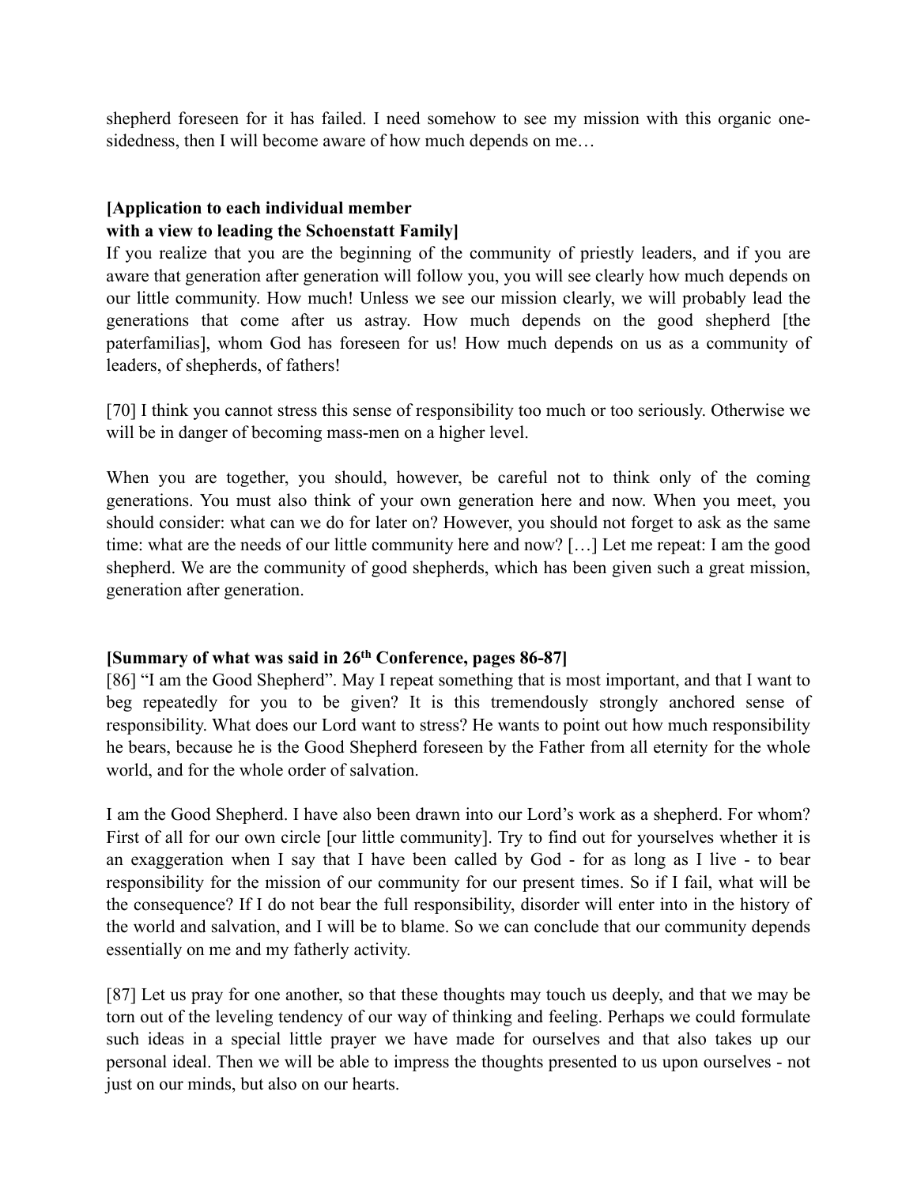shepherd foreseen for it has failed. I need somehow to see my mission with this organic one-sidedness, then I will become aware of how much depends on me…

**[Application to each individual member with a view to leading the Schoenstatt Family]**

If you realize that you are the beginning of the community of priestly leaders, and if you are aware that generation after generation will follow you, you will see clearly how much depends on our little community. How much! Unless we see our mission clearly, we will probably lead the generations that come after us astray. How much depends on the good shepherd [the paterfamilias], whom God has foreseen for us! How much depends on us as a community of leaders, of shepherds, of fathers!

[70] I think you cannot stress this sense of responsibility too much or too seriously. Otherwise we will be in danger of becoming mass-men on a higher level.

When you are together, you should, however, be careful not to think only of the coming generations. You must also think of your own generation here and now. When you meet, you should consider: what can we do for later on? However, you should not forget to ask as the same time: what are the needs of our little community here and now? […] Let me repeat: I am the good shepherd. We are the community of good shepherds, which has been given such a great mission, generation after generation.

**[Summary of what was said in 26th Conference, pages 86-87]**

[86] "I am the Good Shepherd". May I repeat something that is most important, and that I want to beg repeatedly for you to be given? It is this tremendously strongly anchored sense of responsibility. What does our Lord want to stress? He wants to point out how much responsibility he bears, because he is the Good Shepherd foreseen by the Father from all eternity for the whole world, and for the whole order of salvation.

I am the Good Shepherd. I have also been drawn into our Lord's work as a shepherd. For whom? First of all for our own circle [our little community]. Try to find out for yourselves whether it is an exaggeration when I say that I have been called by God - for as long as I live - to bear responsibility for the mission of our community for our present times. So if I fail, what will be the consequence? If I do not bear the full responsibility, disorder will enter into in the history of the world and salvation, and I will be to blame. So we can conclude that our community depends essentially on me and my fatherly activity.

[87] Let us pray for one another, so that these thoughts may touch us deeply, and that we may be torn out of the leveling tendency of our way of thinking and feeling. Perhaps we could formulate such ideas in a special little prayer we have made for ourselves and that also takes up our personal ideal. Then we will be able to impress the thoughts presented to us upon ourselves - not just on our minds, but also on our hearts.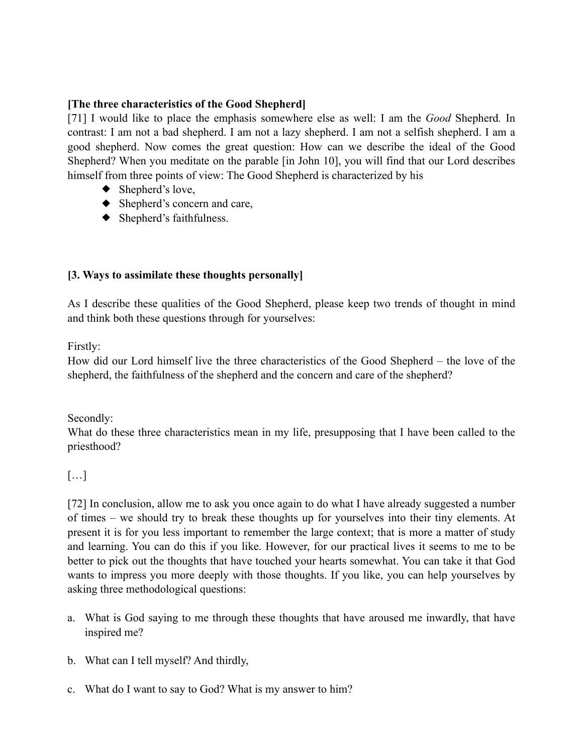**[The three characteristics of the Good Shepherd]**

[71] I would like to place the emphasis somewhere else as well: I am the *Good* Shepherd*.* In contrast: I am not a bad shepherd. I am not a lazy shepherd. I am not a selfish shepherd. I am a good shepherd. Now comes the great question: How can we describe the ideal of the Good Shepherd? When you meditate on the parable [in John 10], you will find that our Lord describes himself from three points of view: The Good Shepherd is characterized by his

- Shepherd's love,
- Shepherd's concern and care,
- Shepherd's faithfulness.

**[3. Ways to assimilate these thoughts personally]**

As I describe these qualities of the Good Shepherd, please keep two trends of thought in mind and think both these questions through for yourselves:

Firstly:
How did our Lord himself live the three characteristics of the Good Shepherd – the love of the shepherd, the faithfulness of the shepherd and the concern and care of the shepherd?

Secondly:
What do these three characteristics mean in my life, presupposing that I have been called to the priesthood?

[…]

[72] In conclusion, allow me to ask you once again to do what I have already suggested a number of times – we should try to break these thoughts up for yourselves into their tiny elements. At present it is for you less important to remember the large context; that is more a matter of study and learning. You can do this if you like. However, for our practical lives it seems to me to be better to pick out the thoughts that have touched your hearts somewhat. You can take it that God wants to impress you more deeply with those thoughts. If you like, you can help yourselves by asking three methodological questions:

a. What is God saying to me through these thoughts that have aroused me inwardly, that have inspired me?

b. What can I tell myself? And thirdly,

c. What do I want to say to God? What is my answer to him?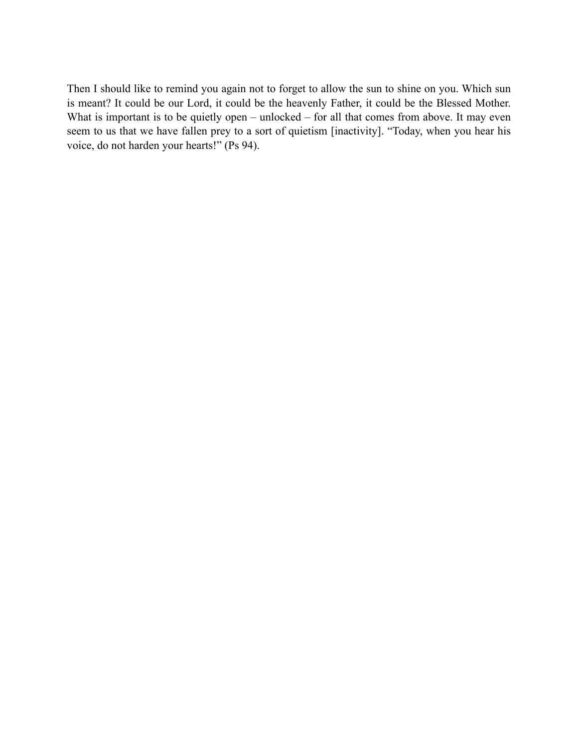Then I should like to remind you again not to forget to allow the sun to shine on you. Which sun is meant? It could be our Lord, it could be the heavenly Father, it could be the Blessed Mother. What is important is to be quietly open – unlocked – for all that comes from above. It may even seem to us that we have fallen prey to a sort of quietism [inactivity]. "Today, when you hear his voice, do not harden your hearts!" (Ps 94).